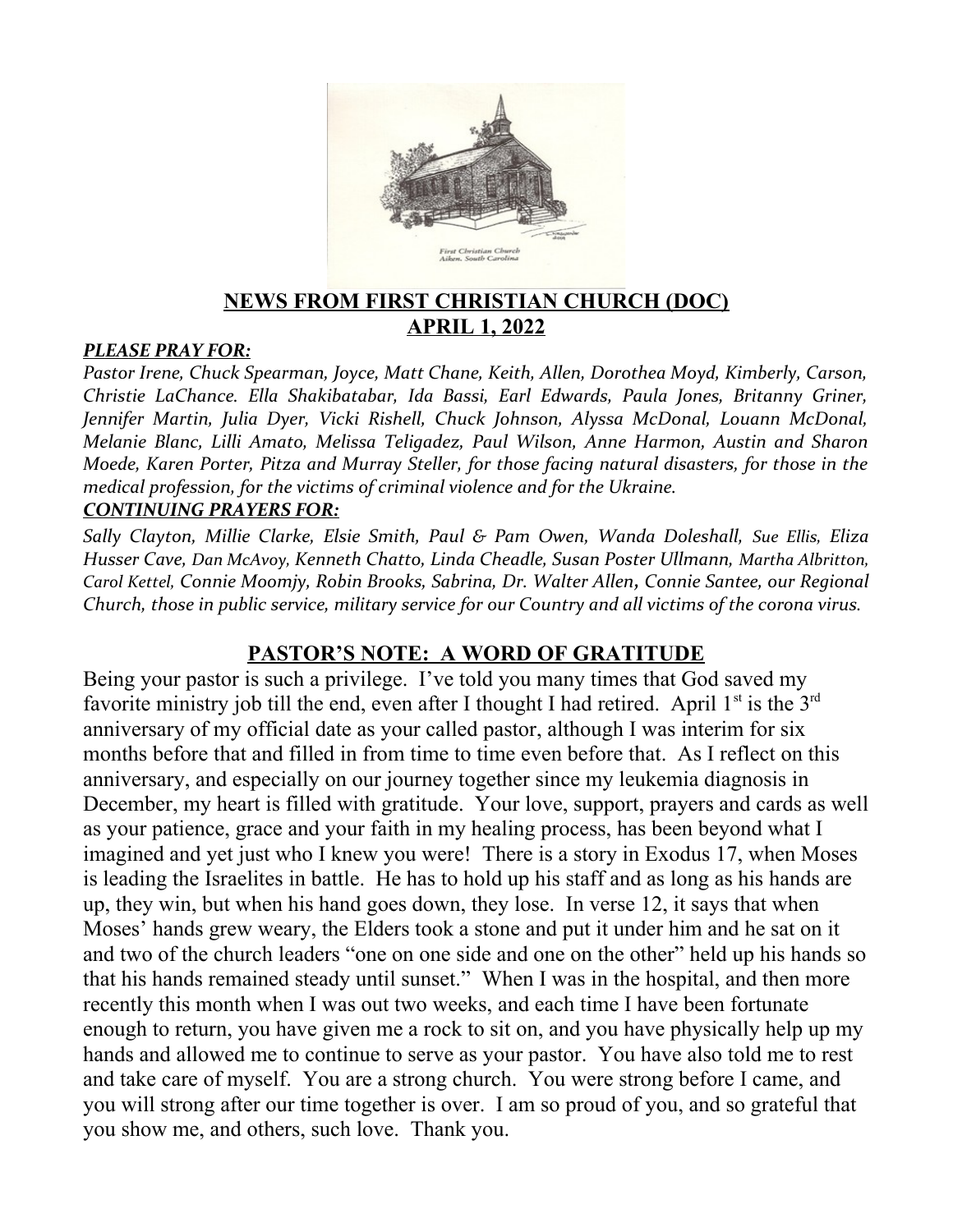## NEWS FROM FIRST CHRISTIAN CHURCH (DOC)
## APRIL 1, 2022

***PLEASE PRAY FOR:***

*Pastor Irene, Chuck Spearman, Joyce, Matt Chane, Keith, Allen, Dorothea Moyd, Kimberly, Carson, Christie LaChance. Ella Shakibatabar, Ida Bassi, Earl Edwards, Paula Jones, Britanny Griner, Jennifer Martin, Julia Dyer, Vicki Rishell, Chuck Johnson, Alyssa McDonal, Louann McDonal, Melanie Blanc, Lilli Amato, Melissa Teligadez, Paul Wilson, Anne Harmon, Austin and Sharon Moede, Karen Porter, Pitza and Murray Steller, for those facing natural disasters, for those in the medical profession, for the victims of criminal violence and for the Ukraine.*

***CONTINUING PRAYERS FOR:***

*Sally Clayton, Millie Clarke, Elsie Smith, Paul & Pam Owen, Wanda Doleshall, Sue Ellis, Eliza Husser Cave, Dan McAvoy, Kenneth Chatto, Linda Cheadle, Susan Poster Ullmann, Martha Albritton, Carol Kettel, Connie Moomjy, Robin Brooks, Sabrina, Dr. Walter Allen, Connie Santee, our Regional Church, those in public service, military service for our Country and all victims of the corona virus.*

## PASTOR'S NOTE: A WORD OF GRATITUDE

Being your pastor is such a privilege. I've told you many times that God saved my favorite ministry job till the end, even after I thought I had retired. April 1st is the 3rd anniversary of my official date as your called pastor, although I was interim for six months before that and filled in from time to time even before that. As I reflect on this anniversary, and especially on our journey together since my leukemia diagnosis in December, my heart is filled with gratitude. Your love, support, prayers and cards as well as your patience, grace and your faith in my healing process, has been beyond what I imagined and yet just who I knew you were! There is a story in Exodus 17, when Moses is leading the Israelites in battle. He has to hold up his staff and as long as his hands are up, they win, but when his hand goes down, they lose. In verse 12, it says that when Moses' hands grew weary, the Elders took a stone and put it under him and he sat on it and two of the church leaders "one on one side and one on the other" held up his hands so that his hands remained steady until sunset." When I was in the hospital, and then more recently this month when I was out two weeks, and each time I have been fortunate enough to return, you have given me a rock to sit on, and you have physically help up my hands and allowed me to continue to serve as your pastor. You have also told me to rest and take care of myself. You are a strong church. You were strong before I came, and you will strong after our time together is over. I am so proud of you, and so grateful that you show me, and others, such love. Thank you.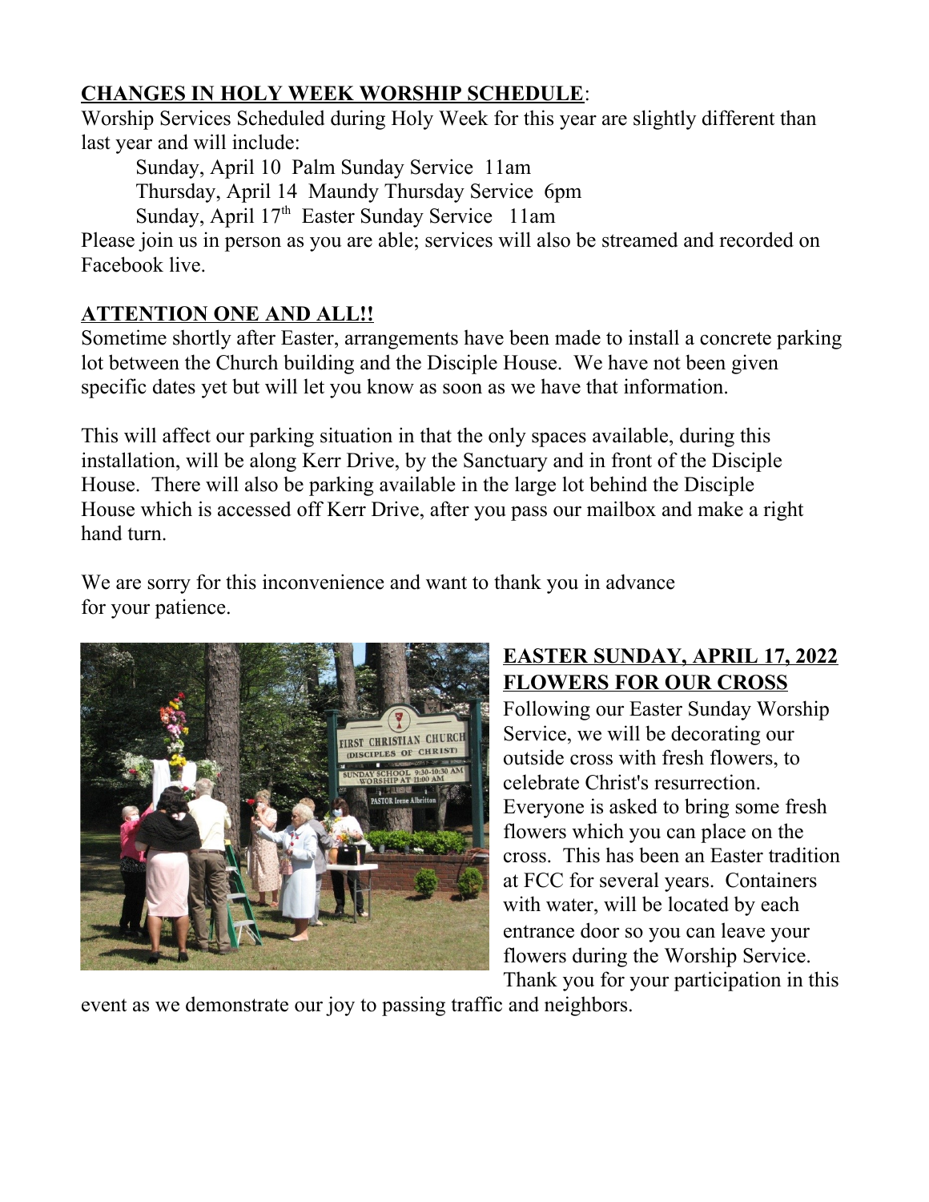**CHANGES IN HOLY WEEK WORSHIP SCHEDULE**:

Worship Services Scheduled during Holy Week for this year are slightly different than last year and will include:

Sunday, April 10 Palm Sunday Service 11am
Thursday, April 14 Maundy Thursday Service 6pm
Sunday, April 17th Easter Sunday Service 11am

Please join us in person as you are able; services will also be streamed and recorded on Facebook live.

**ATTENTION ONE AND ALL!!**

Sometime shortly after Easter, arrangements have been made to install a concrete parking lot between the Church building and the Disciple House. We have not been given specific dates yet but will let you know as soon as we have that information.

This will affect our parking situation in that the only spaces available, during this installation, will be along Kerr Drive, by the Sanctuary and in front of the Disciple House. There will also be parking available in the large lot behind the Disciple House which is accessed off Kerr Drive, after you pass our mailbox and make a right hand turn.

We are sorry for this inconvenience and want to thank you in advance for your patience.

**EASTER SUNDAY, APRIL 17, 2022**
**FLOWERS FOR OUR CROSS**

Following our Easter Sunday Worship Service, we will be decorating our outside cross with fresh flowers, to celebrate Christ's resurrection. Everyone is asked to bring some fresh flowers which you can place on the cross. This has been an Easter tradition at FCC for several years. Containers with water, will be located by each entrance door so you can leave your flowers during the Worship Service. Thank you for your participation in this event as we demonstrate our joy to passing traffic and neighbors.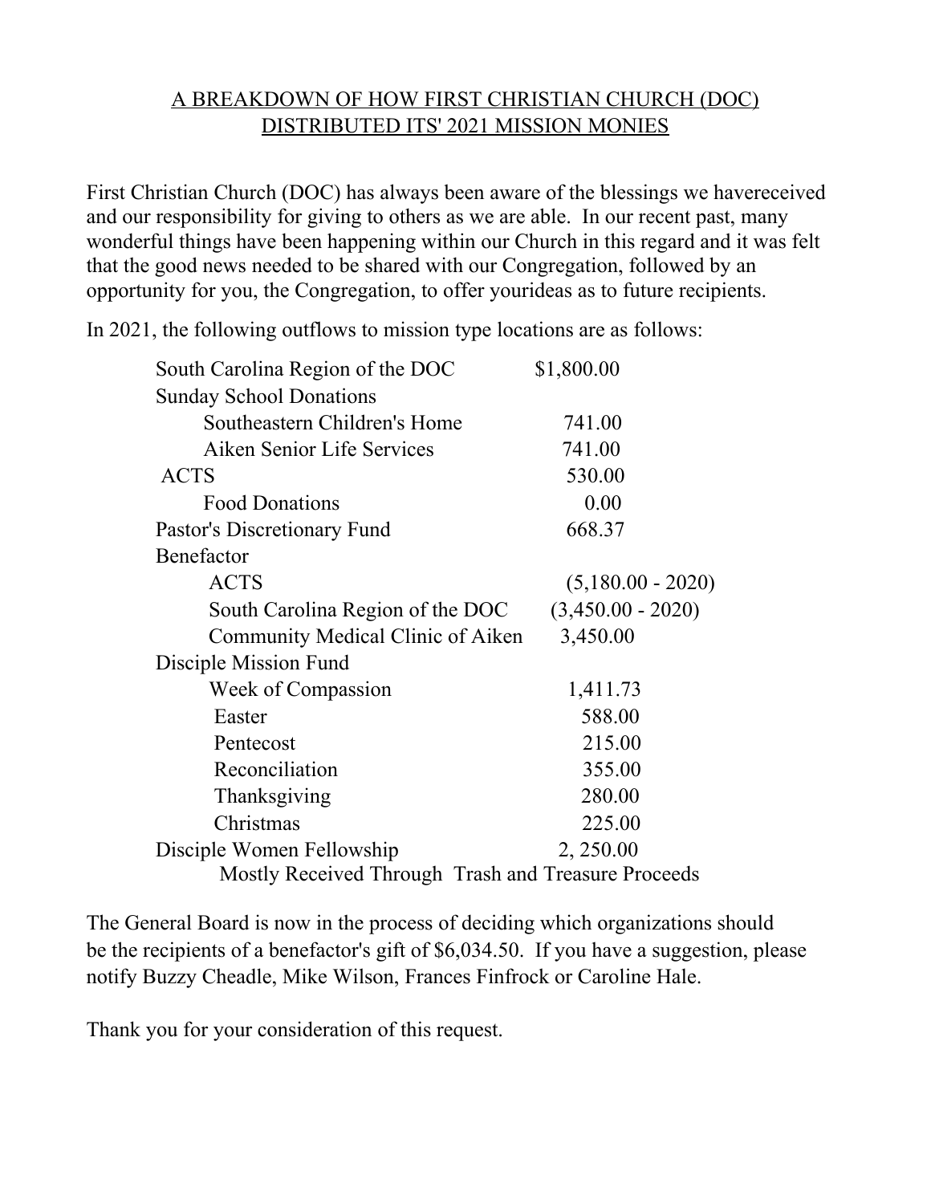## A BREAKDOWN OF HOW FIRST CHRISTIAN CHURCH (DOC) DISTRIBUTED ITS' 2021 MISSION MONIES

First Christian Church (DOC) has always been aware of the blessings we havereceived and our responsibility for giving to others as we are able. In our recent past, many wonderful things have been happening within our Church in this regard and it was felt that the good news needed to be shared with our Congregation, followed by an opportunity for you, the Congregation, to offer yourideas as to future recipients.

In 2021, the following outflows to mission type locations are as follows:

| | |
|---|---|
| South Carolina Region of the DOC | $1,800.00 |
| Sunday School Donations | |
| Southeastern Children's Home | 741.00 |
| Aiken Senior Life Services | 741.00 |
| ACTS | 530.00 |
| Food Donations | 0.00 |
| Pastor's Discretionary Fund | 668.37 |
| Benefactor | |
| ACTS | (5,180.00 - 2020) |
| South Carolina Region of the DOC | (3,450.00 - 2020) |
| Community Medical Clinic of Aiken | 3,450.00 |
| Disciple Mission Fund | |
| Week of Compassion | 1,411.73 |
| Easter | 588.00 |
| Pentecost | 215.00 |
| Reconciliation | 355.00 |
| Thanksgiving | 280.00 |
| Christmas | 225.00 |
| Disciple Women Fellowship | 2, 250.00 |
| Mostly Received Through Trash and Treasure Proceeds | |

The General Board is now in the process of deciding which organizations should be the recipients of a benefactor's gift of $6,034.50. If you have a suggestion, please notify Buzzy Cheadle, Mike Wilson, Frances Finfrock or Caroline Hale.

Thank you for your consideration of this request.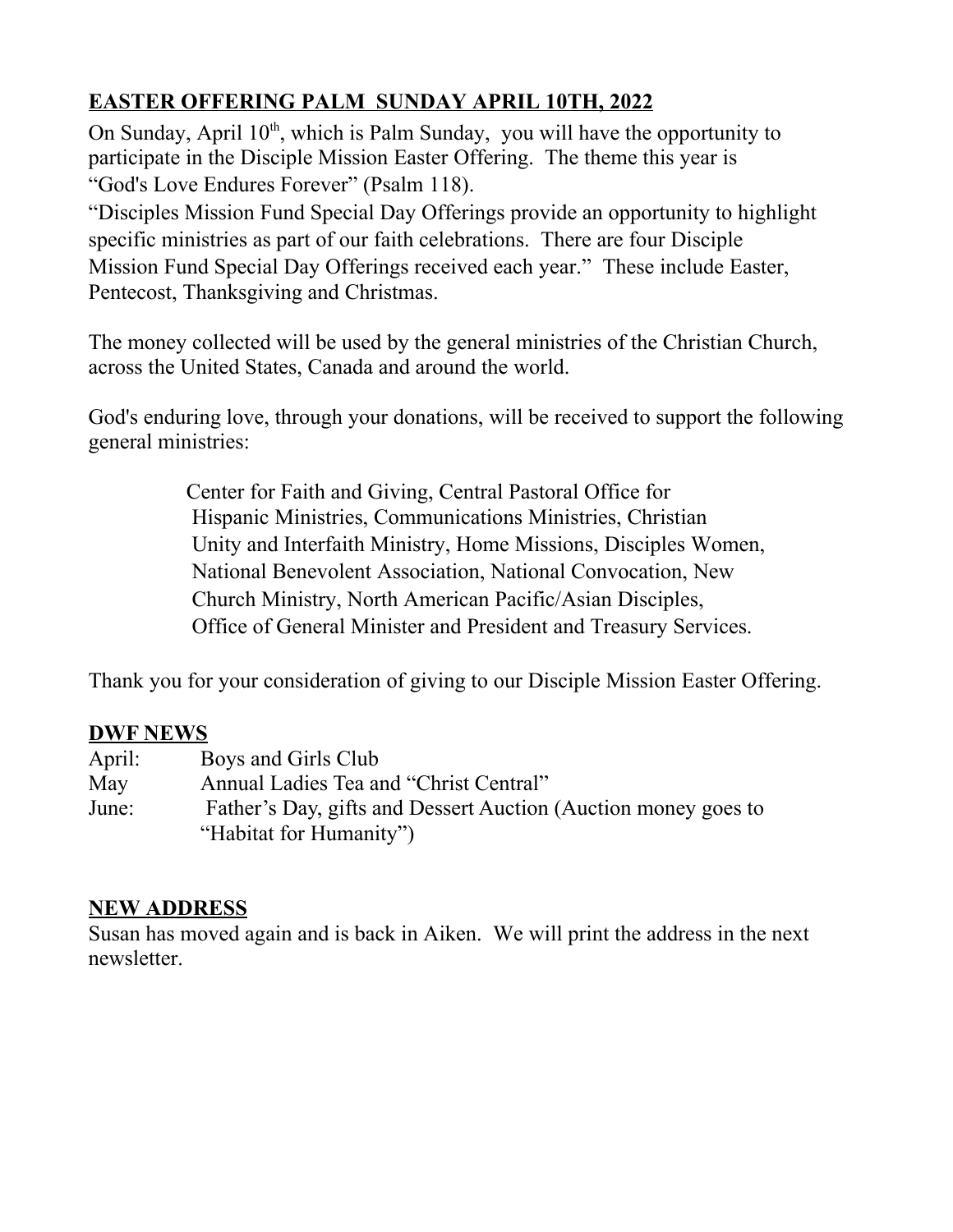## EASTER OFFERING PALM SUNDAY APRIL 10TH, 2022

On Sunday, April 10th, which is Palm Sunday, you will have the opportunity to participate in the Disciple Mission Easter Offering. The theme this year is "God's Love Endures Forever" (Psalm 118).

"Disciples Mission Fund Special Day Offerings provide an opportunity to highlight specific ministries as part of our faith celebrations. There are four Disciple Mission Fund Special Day Offerings received each year." These include Easter, Pentecost, Thanksgiving and Christmas.

The money collected will be used by the general ministries of the Christian Church, across the United States, Canada and around the world.

God's enduring love, through your donations, will be received to support the following general ministries:

> Center for Faith and Giving, Central Pastoral Office for Hispanic Ministries, Communications Ministries, Christian Unity and Interfaith Ministry, Home Missions, Disciples Women, National Benevolent Association, National Convocation, New Church Ministry, North American Pacific/Asian Disciples, Office of General Minister and President and Treasury Services.

Thank you for your consideration of giving to our Disciple Mission Easter Offering.

## DWF NEWS

| | |
|---|---|
| April: | Boys and Girls Club |
| May | Annual Ladies Tea and "Christ Central" |
| June: | Father's Day, gifts and Dessert Auction (Auction money goes to "Habitat for Humanity") |

## NEW ADDRESS

Susan has moved again and is back in Aiken. We will print the address in the next newsletter.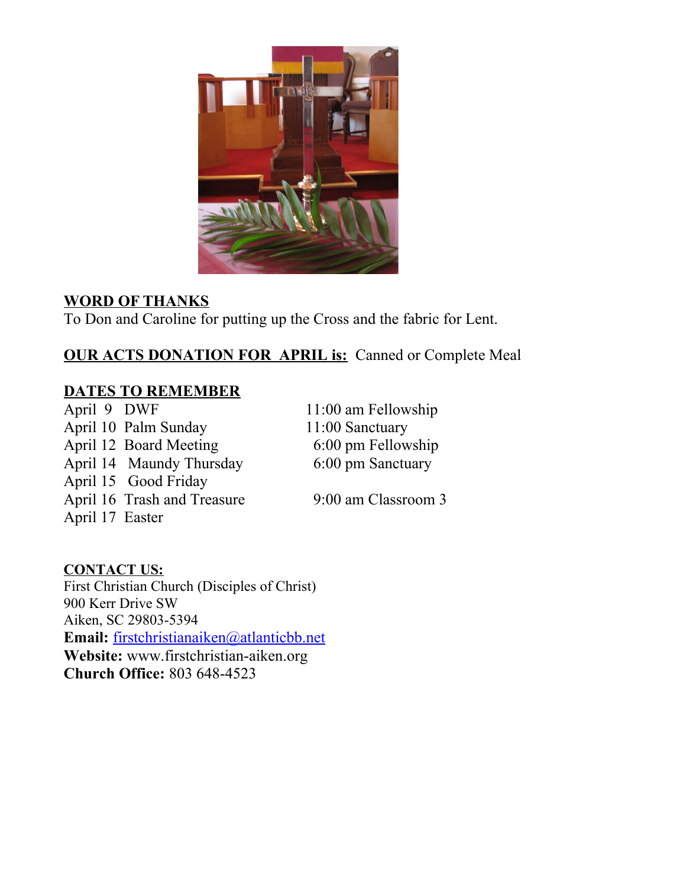**WORD OF THANKS**
To Don and Caroline for putting up the Cross and the fabric for Lent.

**OUR ACTS DONATION FOR APRIL is:** Canned or Complete Meal

**DATES TO REMEMBER**

| | | |
|---|---|---|
| April 9 | DWF | 11:00 am Fellowship |
| April 10 | Palm Sunday | 11:00 Sanctuary |
| April 12 | Board Meeting | 6:00 pm Fellowship |
| April 14 | Maundy Thursday | 6:00 pm Sanctuary |
| April 15 | Good Friday | |
| April 16 | Trash and Treasure | 9:00 am Classroom 3 |
| April 17 | Easter | |

**CONTACT US:**
First Christian Church (Disciples of Christ)
900 Kerr Drive SW
Aiken, SC 29803-5394
**Email:** firstchristianaiken@atlanticbb.net
**Website:** www.firstchristian-aiken.org
**Church Office:** 803 648-4523